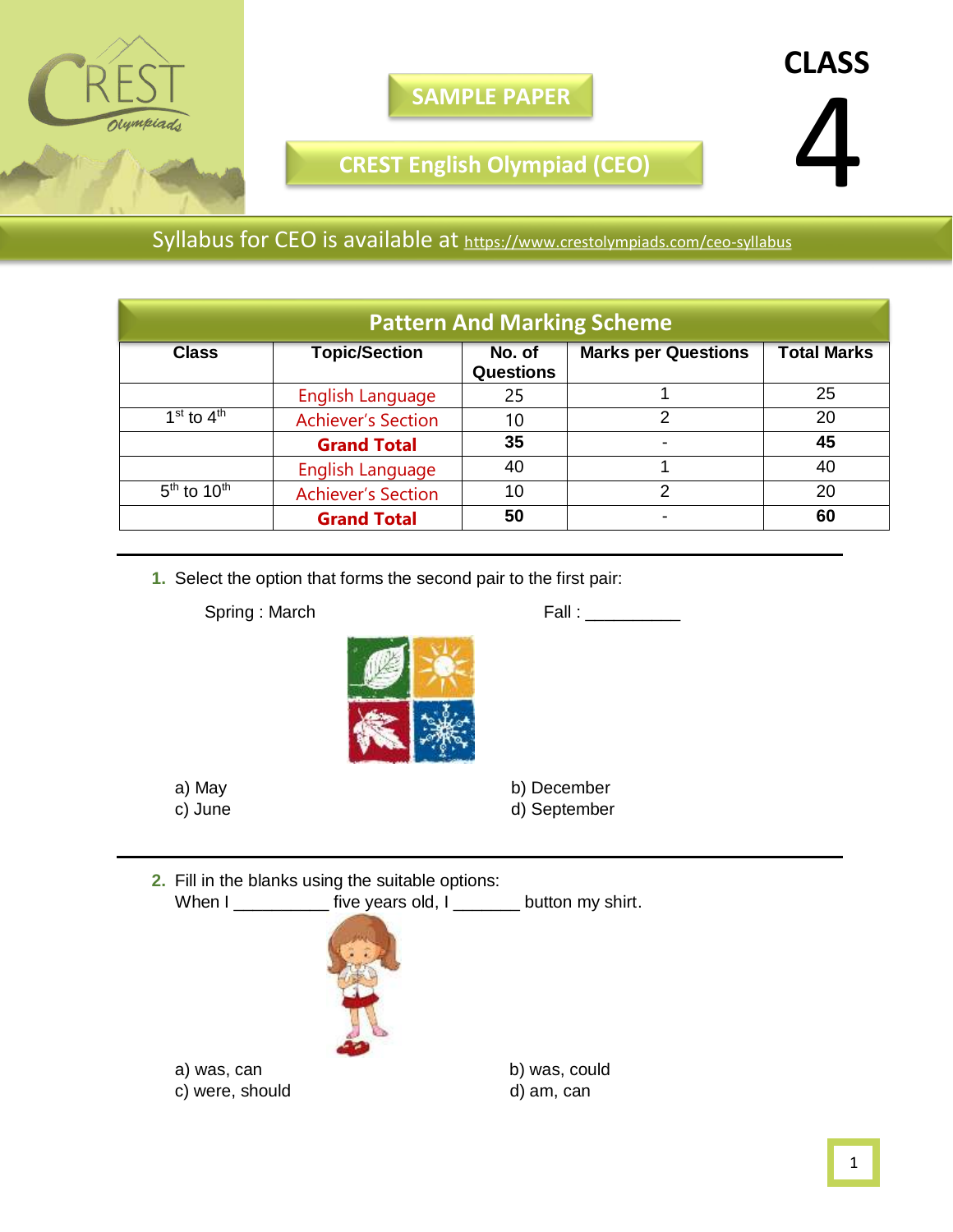# CLASS 4

## SAMPLE PAPER

## CREST English Olympiad (CEO)

Syllabus for CEO is available at https://www.crestolympiads.com/ceo-syllabus

| Pattern And Marking Scheme | | | | |
|---|---|---|---|---|
| **Class** | **Topic/Section** | **No. of Questions** | **Marks per Questions** | **Total Marks** |
| | English Language | 25 | 1 | 25 |
| 1st to 4th | Achiever's Section | 10 | 2 | 20 |
| | **Grand Total** | **35** | - | **45** |
| | English Language | 40 | 1 | 40 |
| 5th to 10th | Achiever's Section | 10 | 2 | 20 |
| | **Grand Total** | **50** | - | **60** |

---

**1.** Select the option that forms the second pair to the first pair:

Spring : March　　　　　　　　　　Fall : __________

a) May　　　　　　　　b) December
c) June　　　　　　　　d) September

---

**2.** Fill in the blanks using the suitable options:
When I __________ five years old, I _______ button my shirt.

a) was, can　　　　　　b) was, could
c) were, should　　　　d) am, can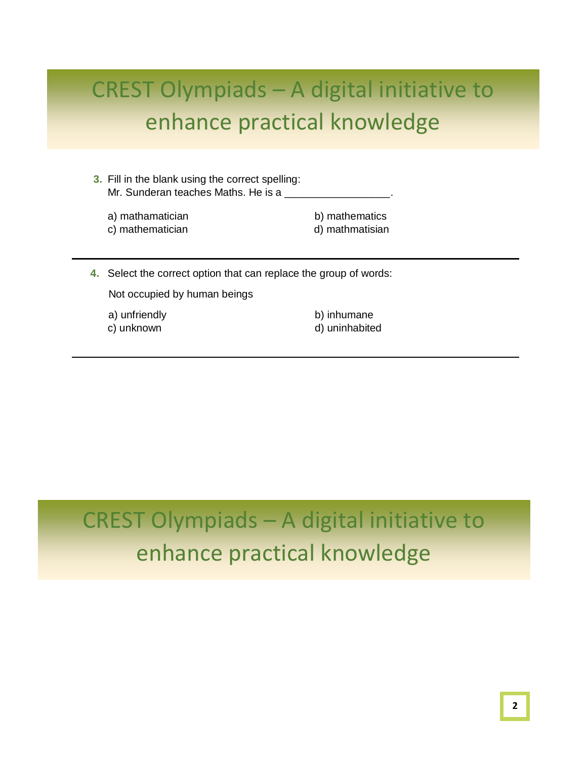3. Fill in the blank using the correct spelling:
Mr. Sunderan teaches Maths. He is a _________________.

a) mathamatician
b) mathematics
c) mathematician
d) mathmatisian

---

4. Select the correct option that can replace the group of words:

Not occupied by human beings

a) unfriendly
b) inhumane
c) unknown
d) uninhabited

---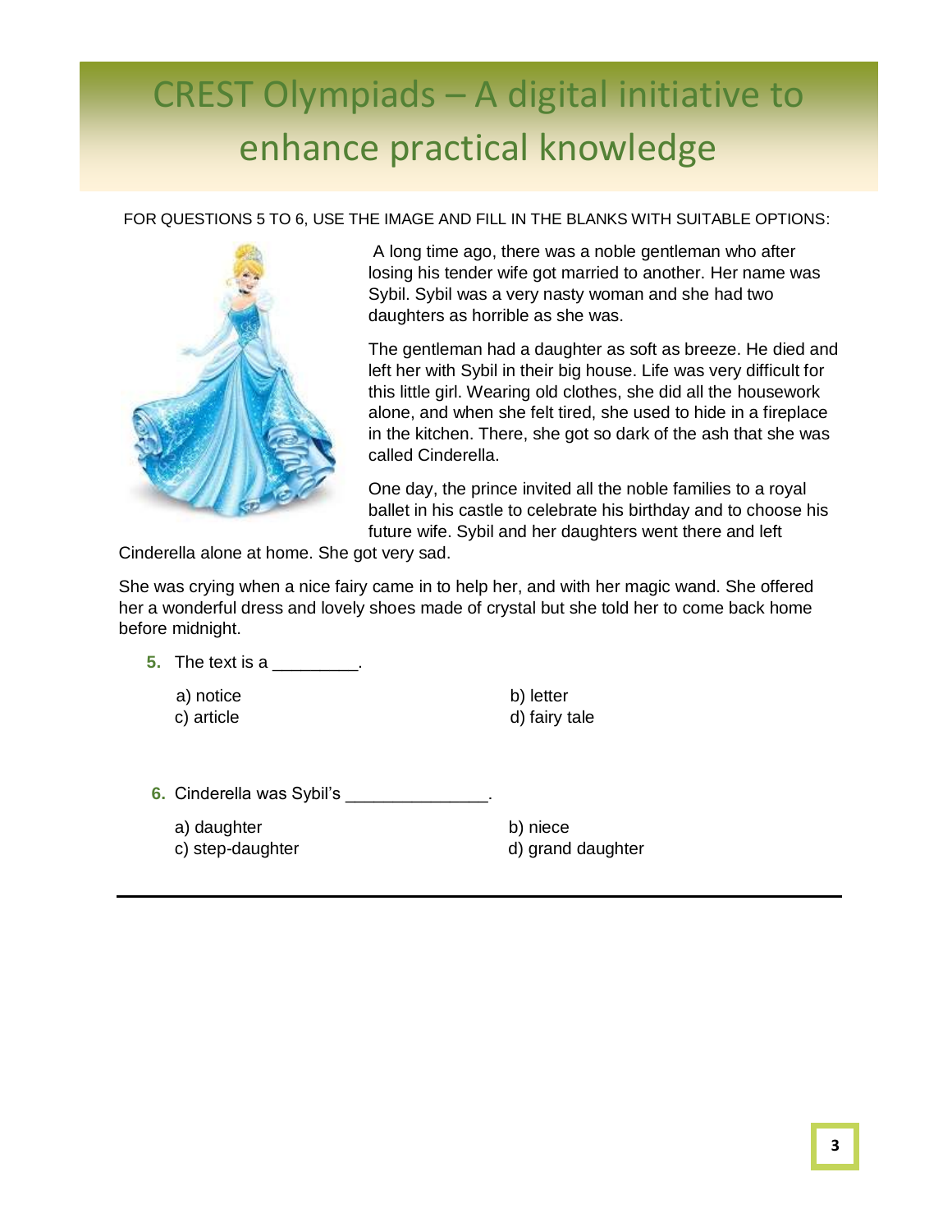FOR QUESTIONS 5 TO 6, USE THE IMAGE AND FILL IN THE BLANKS WITH SUITABLE OPTIONS:

A long time ago, there was a noble gentleman who after losing his tender wife got married to another. Her name was Sybil. Sybil was a very nasty woman and she had two daughters as horrible as she was.

The gentleman had a daughter as soft as breeze. He died and left her with Sybil in their big house. Life was very difficult for this little girl. Wearing old clothes, she did all the housework alone, and when she felt tired, she used to hide in a fireplace in the kitchen. There, she got so dark of the ash that she was called Cinderella.

One day, the prince invited all the noble families to a royal ballet in his castle to celebrate his birthday and to choose his future wife. Sybil and her daughters went there and left Cinderella alone at home. She got very sad.

She was crying when a nice fairy came in to help her, and with her magic wand. She offered her a wonderful dress and lovely shoes made of crystal but she told her to come back home before midnight.

**5.** The text is a _________.

a) notice
b) letter
c) article
d) fairy tale

**6.** Cinderella was Sybil's _______________.

a) daughter
b) niece
c) step-daughter
d) grand daughter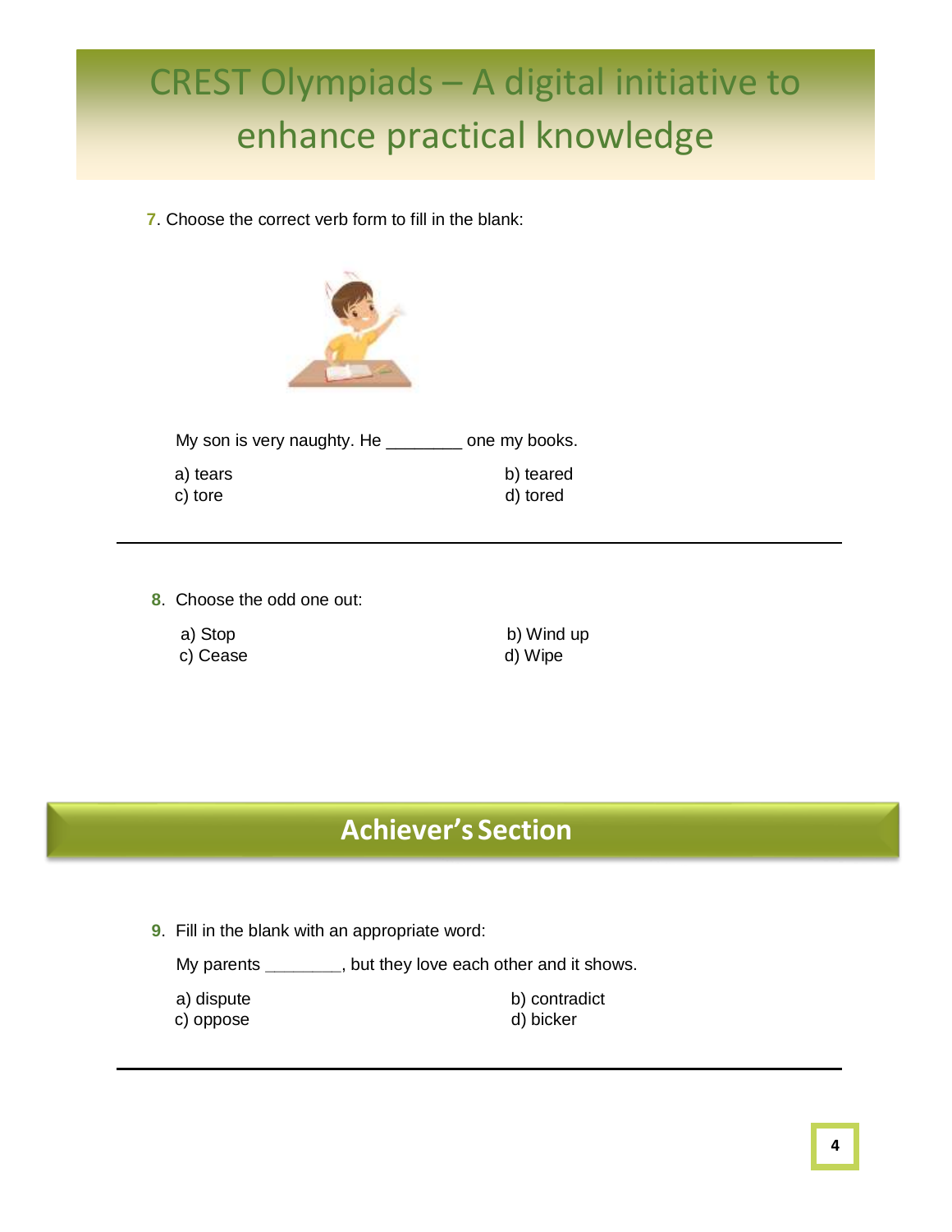# CREST Olympiads – A digital initiative to enhance practical knowledge

**7**. Choose the correct verb form to fill in the blank:

My son is very naughty. He ________ one my books.

a) tears
b) teared
c) tore
d) tored

---

**8**. Choose the odd one out:

a) Stop
b) Wind up
c) Cease
d) Wipe

## Achiever's Section

**9**. Fill in the blank with an appropriate word:

My parents ________, but they love each other and it shows.

a) dispute
b) contradict
c) oppose
d) bicker

---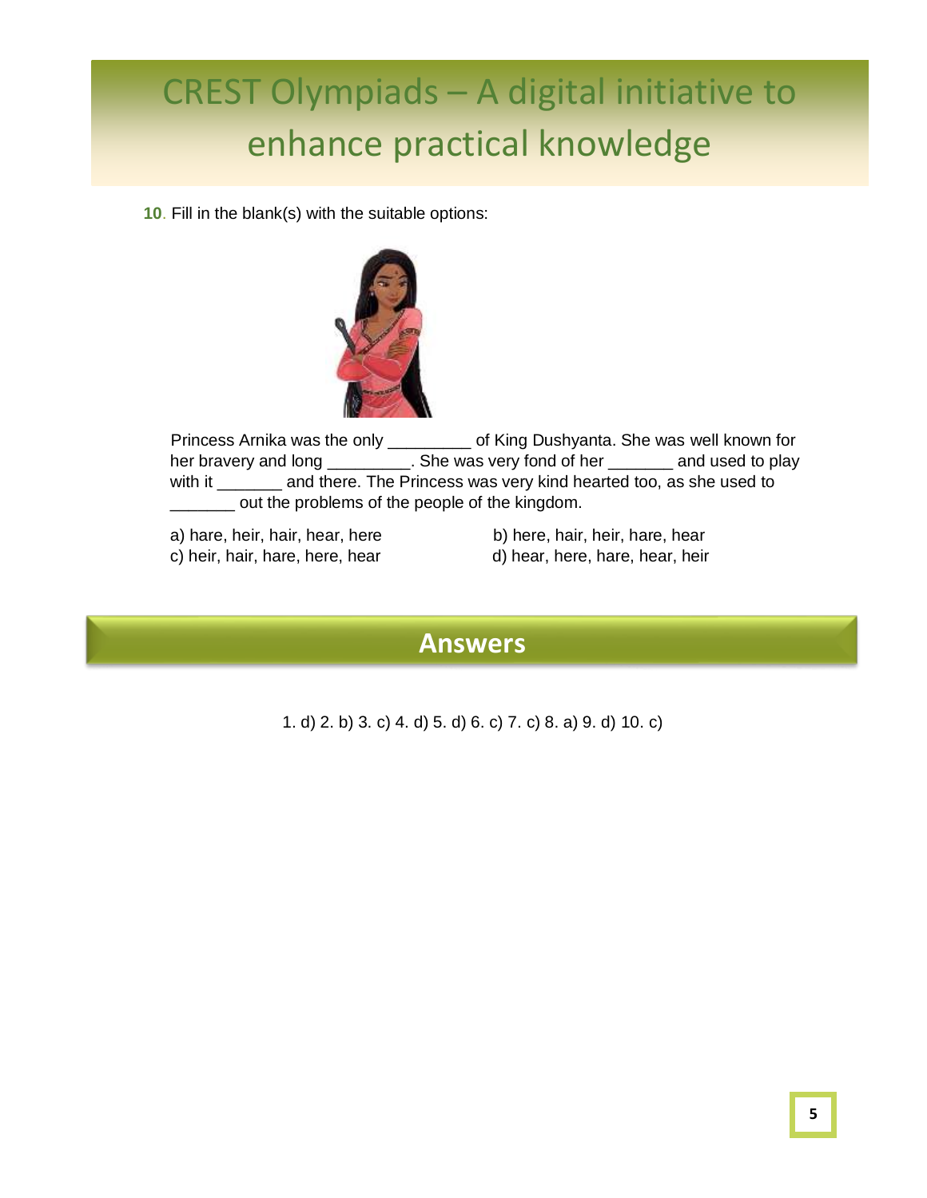**10**. Fill in the blank(s) with the suitable options:

Princess Arnika was the only _________ of King Dushyanta. She was well known for her bravery and long _________. She was very fond of her _______ and used to play with it _______ and there. The Princess was very kind hearted too, as she used to _______ out the problems of the people of the kingdom.

a) hare, heir, hair, hear, here
b) here, hair, heir, hare, hear
c) heir, hair, hare, here, hear
d) hear, here, hare, hear, heir

## Answers

1. d) 2. b) 3. c) 4. d) 5. d) 6. c) 7. c) 8. a) 9. d) 10. c)